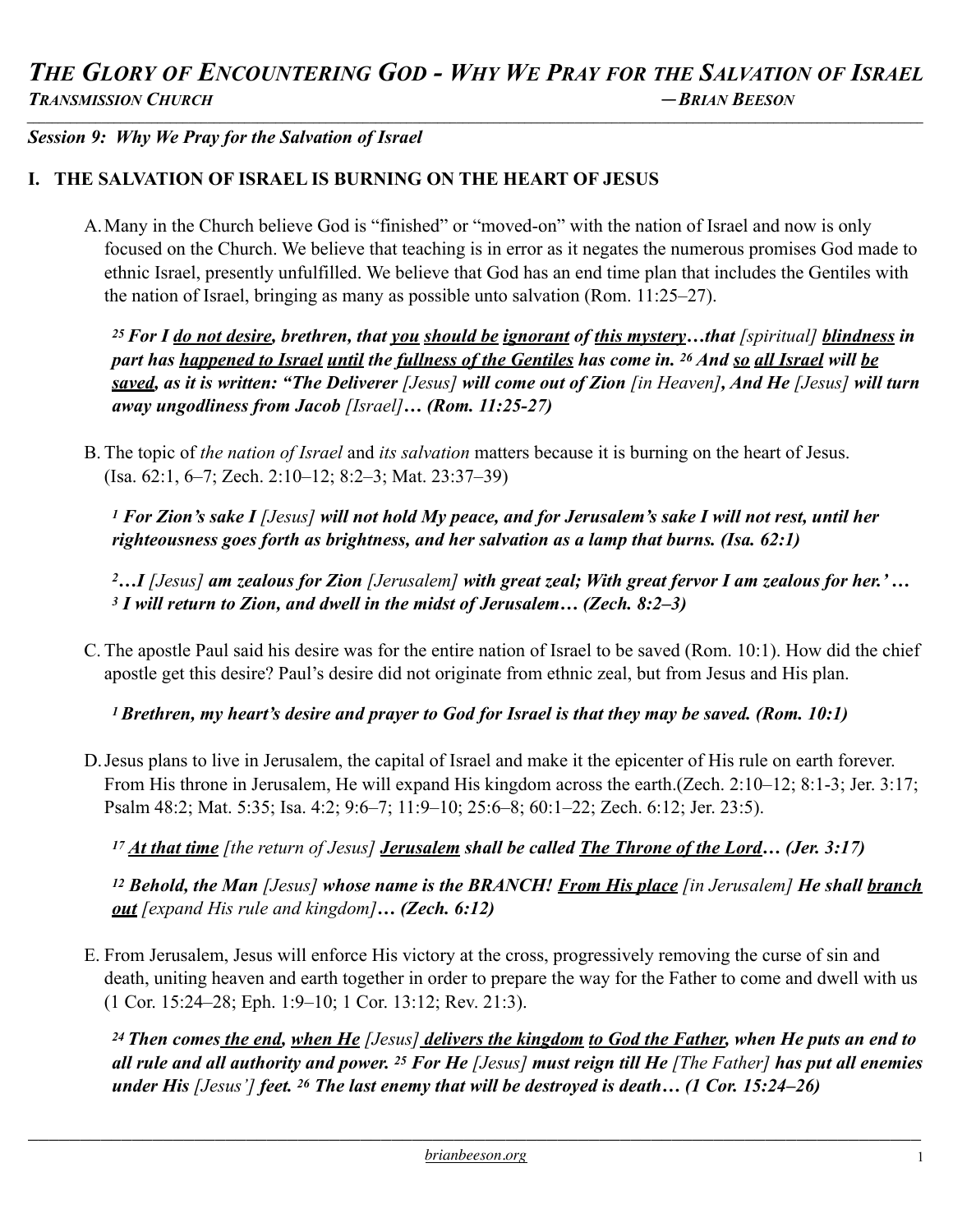# *THE GLORY OF ENCOUNTERING GOD - WHY WE PRAY FOR THE SALVATION OF ISRAEL*

***TRANSMISSION CHURCH*** — ***BRIAN BEESON***

***Session 9: Why We Pray for the Salvation of Israel***

## I. THE SALVATION OF ISRAEL IS BURNING ON THE HEART OF JESUS

A. Many in the Church believe God is "finished" or "moved-on" with the nation of Israel and now is only focused on the Church. We believe that teaching is in error as it negates the numerous promises God made to ethnic Israel, presently unfulfilled. We believe that God has an end time plan that includes the Gentiles with the nation of Israel, bringing as many as possible unto salvation (Rom. 11:25–27).

> ***[25] For I <u>do not desire</u>, brethren, that <u>you</u> <u>should be</u> <u>ignorant</u> of <u>this mystery</u>…that*** *[spiritual]* ***<u>blindness</u> in part has <u>happened to Israel</u> <u>until</u> the <u>fullness of the Gentiles</u> has come in. [26] And <u>so</u> <u>all Israel</u> will <u>be saved</u>, as it is written: "The Deliverer*** *[Jesus]* ***will come out of Zion*** *[in Heaven]****, And He*** *[Jesus]* ***will turn away ungodliness from Jacob*** *[Israel]****… (Rom. 11:25-27)***

B. The topic of *the nation of Israel* and *its salvation* matters because it is burning on the heart of Jesus. (Isa. 62:1, 6–7; Zech. 2:10–12; 8:2–3; Mat. 23:37–39)

> ***[1] For Zion's sake I*** *[Jesus]* ***will not hold My peace, and for Jerusalem's sake I will not rest, until her righteousness goes forth as brightness, and her salvation as a lamp that burns. (Isa. 62:1)***

> ***[2]…I*** *[Jesus]* ***am zealous for Zion*** *[Jerusalem]* ***with great zeal; With great fervor I am zealous for her.' … [3] I will return to Zion, and dwell in the midst of Jerusalem… (Zech. 8:2–3)***

C. The apostle Paul said his desire was for the entire nation of Israel to be saved (Rom. 10:1). How did the chief apostle get this desire? Paul's desire did not originate from ethnic zeal, but from Jesus and His plan.

> ***[1] Brethren, my heart's desire and prayer to God for Israel is that they may be saved. (Rom. 10:1)***

D. Jesus plans to live in Jerusalem, the capital of Israel and make it the epicenter of His rule on earth forever. From His throne in Jerusalem, He will expand His kingdom across the earth.(Zech. 2:10–12; 8:1-3; Jer. 3:17; Psalm 48:2; Mat. 5:35; Isa. 4:2; 9:6–7; 11:9–10; 25:6–8; 60:1–22; Zech. 6:12; Jer. 23:5).

> ***[17] <u>At that time</u>*** *[the return of Jesus]* ***<u>Jerusalem</u> shall be called <u>The Throne of the Lord</u>… (Jer. 3:17)***

> ***[12] Behold, the Man*** *[Jesus]* ***whose name is the BRANCH! <u>From His place</u>*** *[in Jerusalem]* ***He shall <u>branch out</u>*** *[expand His rule and kingdom]****… (Zech. 6:12)***

E. From Jerusalem, Jesus will enforce His victory at the cross, progressively removing the curse of sin and death, uniting heaven and earth together in order to prepare the way for the Father to come and dwell with us (1 Cor. 15:24–28; Eph. 1:9–10; 1 Cor. 13:12; Rev. 21:3).

> ***[24] Then comes <u>the end</u>, <u>when He</u>*** *[Jesus]* ***<u>delivers the kingdom</u> <u>to God the Father</u>, when He puts an end to all rule and all authority and power. [25] For He*** *[Jesus]* ***must reign till He*** *[The Father]* ***has put all enemies under His*** *[Jesus']* ***feet. [26] The last enemy that will be destroyed is death… (1 Cor. 15:24–26)***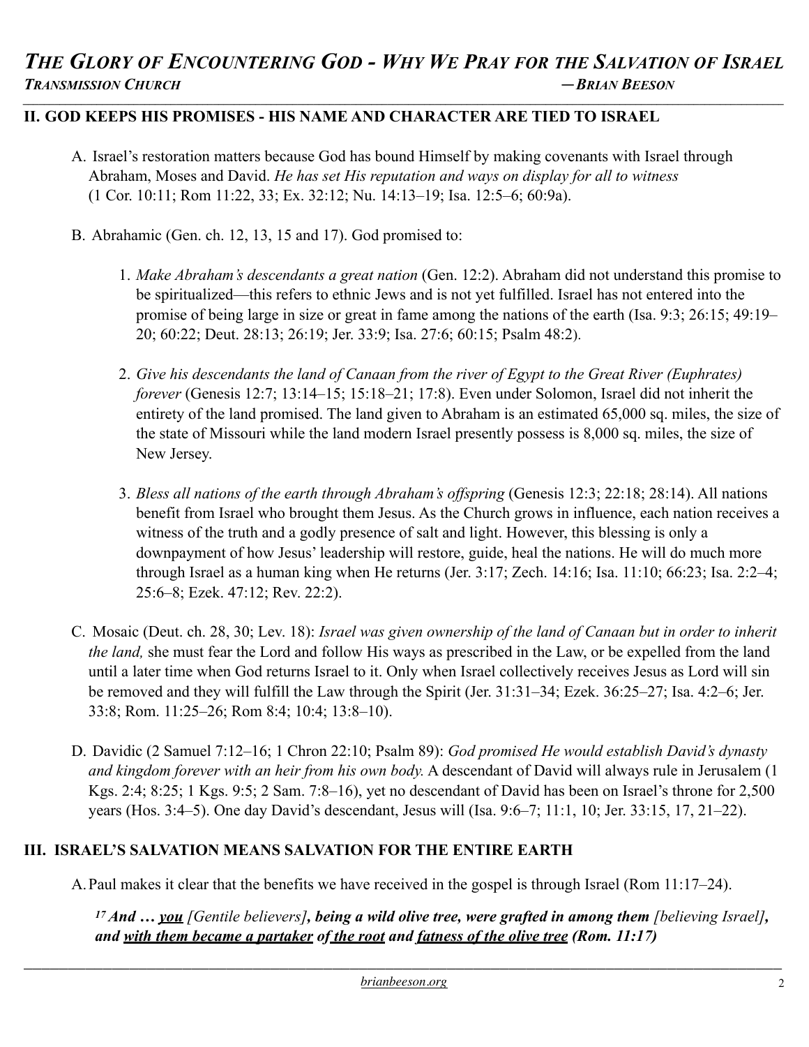## II. GOD KEEPS HIS PROMISES - HIS NAME AND CHARACTER ARE TIED TO ISRAEL

A. Israel's restoration matters because God has bound Himself by making covenants with Israel through Abraham, Moses and David. *He has set His reputation and ways on display for all to witness* (1 Cor. 10:11; Rom 11:22, 33; Ex. 32:12; Nu. 14:13–19; Isa. 12:5–6; 60:9a).

B. Abrahamic (Gen. ch. 12, 13, 15 and 17). God promised to:

1. *Make Abraham's descendants a great nation* (Gen. 12:2). Abraham did not understand this promise to be spiritualized—this refers to ethnic Jews and is not yet fulfilled. Israel has not entered into the promise of being large in size or great in fame among the nations of the earth (Isa. 9:3; 26:15; 49:19–20; 60:22; Deut. 28:13; 26:19; Jer. 33:9; Isa. 27:6; 60:15; Psalm 48:2).

2. *Give his descendants the land of Canaan from the river of Egypt to the Great River (Euphrates) forever* (Genesis 12:7; 13:14–15; 15:18–21; 17:8). Even under Solomon, Israel did not inherit the entirety of the land promised. The land given to Abraham is an estimated 65,000 sq. miles, the size of the state of Missouri while the land modern Israel presently possess is 8,000 sq. miles, the size of New Jersey.

3. *Bless all nations of the earth through Abraham's offspring* (Genesis 12:3; 22:18; 28:14). All nations benefit from Israel who brought them Jesus. As the Church grows in influence, each nation receives a witness of the truth and a godly presence of salt and light. However, this blessing is only a downpayment of how Jesus' leadership will restore, guide, heal the nations. He will do much more through Israel as a human king when He returns (Jer. 3:17; Zech. 14:16; Isa. 11:10; 66:23; Isa. 2:2–4; 25:6–8; Ezek. 47:12; Rev. 22:2).

C. Mosaic (Deut. ch. 28, 30; Lev. 18): *Israel was given ownership of the land of Canaan but in order to inherit the land,* she must fear the Lord and follow His ways as prescribed in the Law, or be expelled from the land until a later time when God returns Israel to it. Only when Israel collectively receives Jesus as Lord will sin be removed and they will fulfill the Law through the Spirit (Jer. 31:31–34; Ezek. 36:25–27; Isa. 4:2–6; Jer. 33:8; Rom. 11:25–26; Rom 8:4; 10:4; 13:8–10).

D. Davidic (2 Samuel 7:12–16; 1 Chron 22:10; Psalm 89): *God promised He would establish David's dynasty and kingdom forever with an heir from his own body.* A descendant of David will always rule in Jerusalem (1 Kgs. 2:4; 8:25; 1 Kgs. 9:5; 2 Sam. 7:8–16), yet no descendant of David has been on Israel's throne for 2,500 years (Hos. 3:4–5). One day David's descendant, Jesus will (Isa. 9:6–7; 11:1, 10; Jer. 33:15, 17, 21–22).

## III. ISRAEL'S SALVATION MEANS SALVATION FOR THE ENTIRE EARTH

A. Paul makes it clear that the benefits we have received in the gospel is through Israel (Rom 11:17–24).

***17 And … <u>you</u>** [Gentile believers]**, being a wild olive tree, were grafted in among them** [believing Israel]**, and <u>with them became a partaker</u> of <u>the root</u> and <u>fatness of the olive tree</u> (Rom. 11:17)***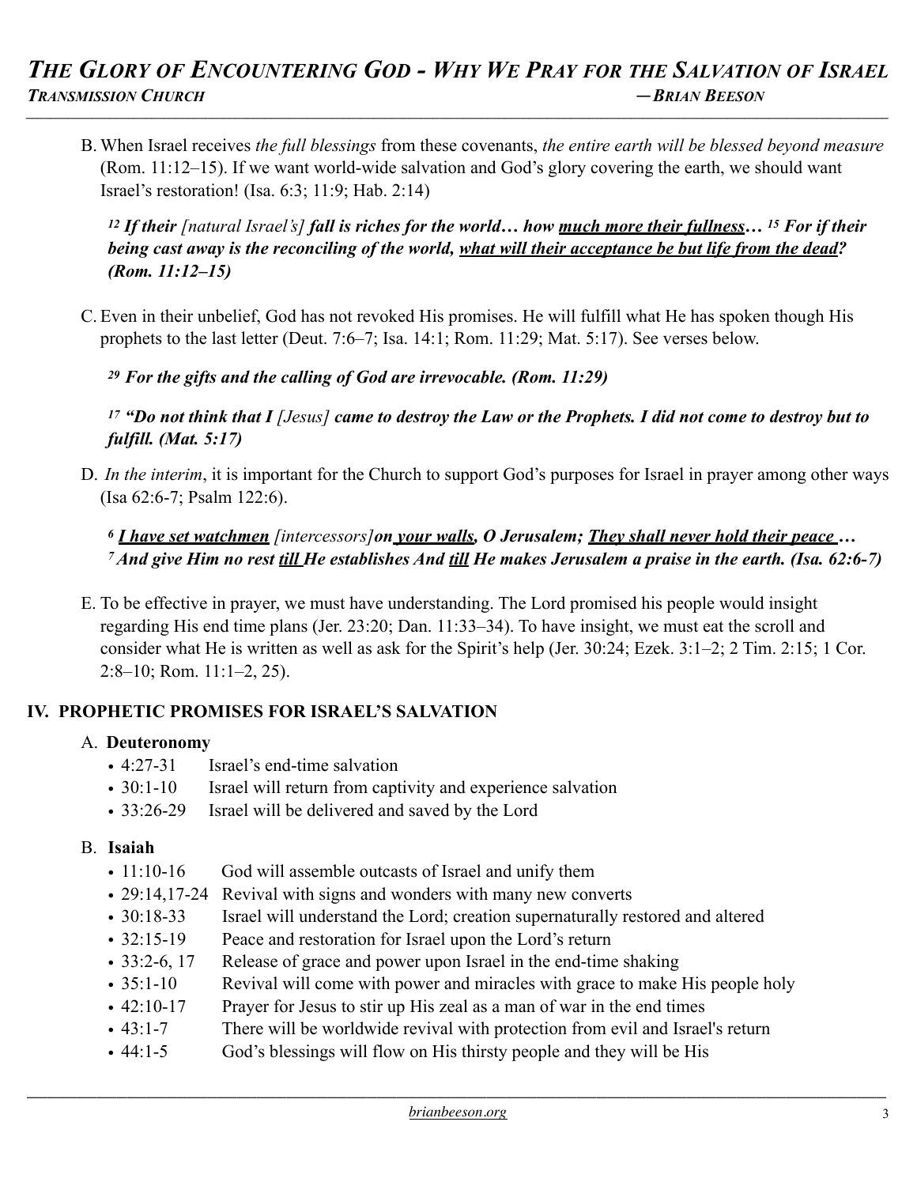B. When Israel receives *the full blessings* from these covenants, *the entire earth will be blessed beyond measure* (Rom. 11:12–15). If we want world-wide salvation and God's glory covering the earth, we should want Israel's restoration! (Isa. 6:3; 11:9; Hab. 2:14)

> [12] ***If their** [natural Israel's] **fall is riches for the world… how <u>much more their fullness</u>…** [15] **For if their being cast away is the reconciling of the world, <u>what will their acceptance be but life from the dead</u>? (Rom. 11:12–15)***

C. Even in their unbelief, God has not revoked His promises. He will fulfill what He has spoken though His prophets to the last letter (Deut. 7:6–7; Isa. 14:1; Rom. 11:29; Mat. 5:17). See verses below.

> [29] ***For the gifts and the calling of God are irrevocable. (Rom. 11:29)***

> [17] ***"Do not think that I** [Jesus] **came to destroy the Law or the Prophets. I did not come to destroy but to fulfill. (Mat. 5:17)***

D. *In the interim*, it is important for the Church to support God's purposes for Israel in prayer among other ways (Isa 62:6-7; Psalm 122:6).

> [6] ***<u>I have set watchmen</u>** [intercessors]**on <u>your walls</u>, O Jerusalem; <u>They shall never hold their peace</u> …*** [7] ***And give Him no rest <u>till</u> He establishes And <u>till</u> He makes Jerusalem a praise in the earth. (Isa. 62:6-7)***

E. To be effective in prayer, we must have understanding. The Lord promised his people would insight regarding His end time plans (Jer. 23:20; Dan. 11:33–34). To have insight, we must eat the scroll and consider what He is written as well as ask for the Spirit's help (Jer. 30:24; Ezek. 3:1–2; 2 Tim. 2:15; 1 Cor. 2:8–10; Rom. 11:1–2, 25).

## IV. PROPHETIC PROMISES FOR ISRAEL'S SALVATION

A. **Deuteronomy**

- 4:27-31 Israel's end-time salvation
- 30:1-10 Israel will return from captivity and experience salvation
- 33:26-29 Israel will be delivered and saved by the Lord

B. **Isaiah**

- 11:10-16 God will assemble outcasts of Israel and unify them
- 29:14,17-24 Revival with signs and wonders with many new converts
- 30:18-33 Israel will understand the Lord; creation supernaturally restored and altered
- 32:15-19 Peace and restoration for Israel upon the Lord's return
- 33:2-6, 17 Release of grace and power upon Israel in the end-time shaking
- 35:1-10 Revival will come with power and miracles with grace to make His people holy
- 42:10-17 Prayer for Jesus to stir up His zeal as a man of war in the end times
- 43:1-7 There will be worldwide revival with protection from evil and Israel's return
- 44:1-5 God's blessings will flow on His thirsty people and they will be His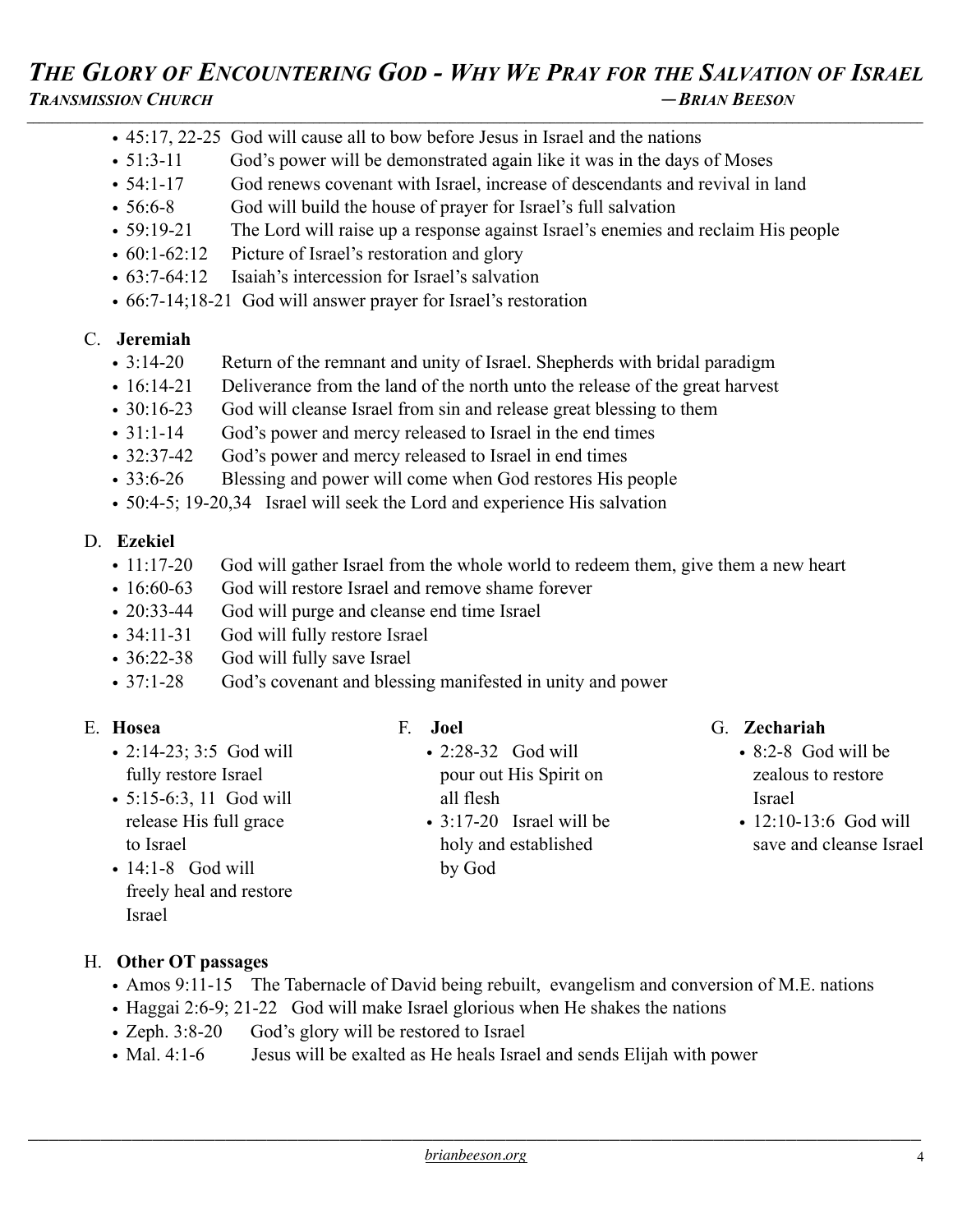- 45:17, 22-25 God will cause all to bow before Jesus in Israel and the nations
- 51:3-11 God's power will be demonstrated again like it was in the days of Moses
- 54:1-17 God renews covenant with Israel, increase of descendants and revival in land
- 56:6-8 God will build the house of prayer for Israel's full salvation
- 59:19-21 The Lord will raise up a response against Israel's enemies and reclaim His people
- 60:1-62:12 Picture of Israel's restoration and glory
- 63:7-64:12 Isaiah's intercession for Israel's salvation
- 66:7-14;18-21 God will answer prayer for Israel's restoration

C. **Jeremiah**

- 3:14-20 Return of the remnant and unity of Israel. Shepherds with bridal paradigm
- 16:14-21 Deliverance from the land of the north unto the release of the great harvest
- 30:16-23 God will cleanse Israel from sin and release great blessing to them
- 31:1-14 God's power and mercy released to Israel in the end times
- 32:37-42 God's power and mercy released to Israel in end times
- 33:6-26 Blessing and power will come when God restores His people
- 50:4-5; 19-20,34 Israel will seek the Lord and experience His salvation

D. **Ezekiel**

- 11:17-20 God will gather Israel from the whole world to redeem them, give them a new heart
- 16:60-63 God will restore Israel and remove shame forever
- 20:33-44 God will purge and cleanse end time Israel
- 34:11-31 God will fully restore Israel
- 36:22-38 God will fully save Israel
- 37:1-28 God's covenant and blessing manifested in unity and power

E. **Hosea**

- 2:14-23; 3:5 God will fully restore Israel
- 5:15-6:3, 11 God will release His full grace to Israel
- 14:1-8 God will freely heal and restore Israel

F. **Joel**

- 2:28-32 God will pour out His Spirit on all flesh
- 3:17-20 Israel will be holy and established by God

G. **Zechariah**

- 8:2-8 God will be zealous to restore Israel
- 12:10-13:6 God will save and cleanse Israel

H. **Other OT passages**

- Amos 9:11-15 The Tabernacle of David being rebuilt, evangelism and conversion of M.E. nations
- Haggai 2:6-9; 21-22 God will make Israel glorious when He shakes the nations
- Zeph. 3:8-20 God's glory will be restored to Israel
- Mal. 4:1-6 Jesus will be exalted as He heals Israel and sends Elijah with power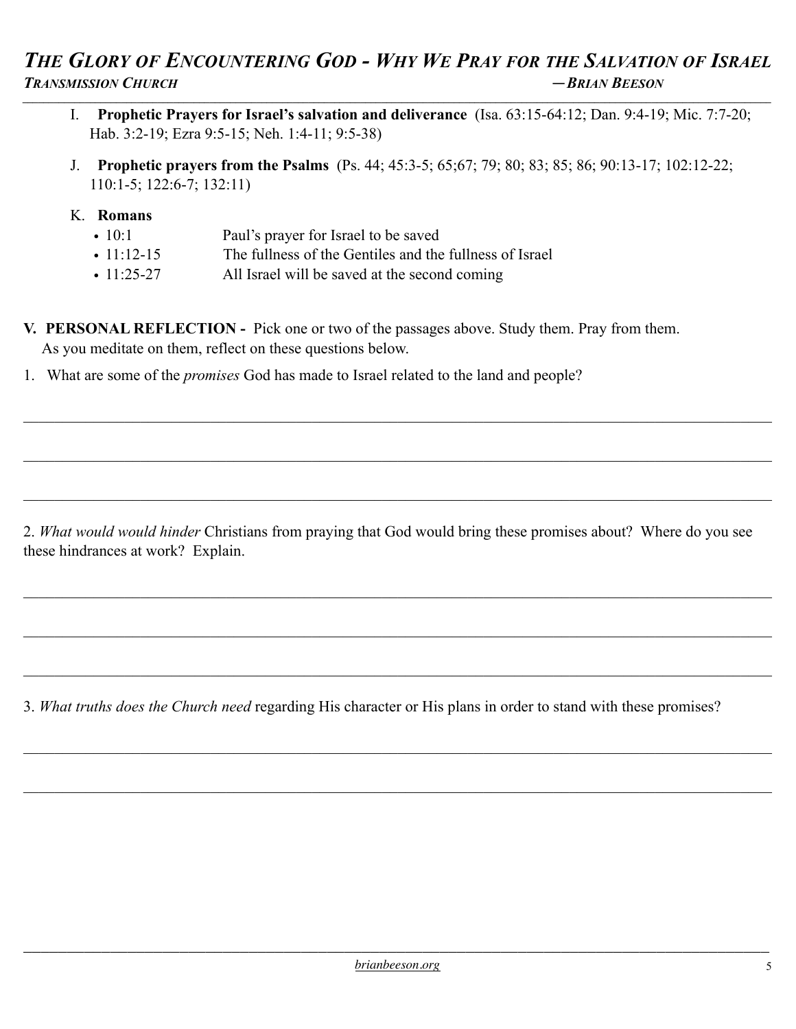I. **Prophetic Prayers for Israel's salvation and deliverance** (Isa. 63:15-64:12; Dan. 9:4-19; Mic. 7:7-20; Hab. 3:2-19; Ezra 9:5-15; Neh. 1:4-11; 9:5-38)

J. **Prophetic prayers from the Psalms** (Ps. 44; 45:3-5; 65;67; 79; 80; 83; 85; 86; 90:13-17; 102:12-22; 110:1-5; 122:6-7; 132:11)

K. **Romans**

- 10:1 Paul's prayer for Israel to be saved
- 11:12-15 The fullness of the Gentiles and the fullness of Israel
- 11:25-27 All Israel will be saved at the second coming

**V. PERSONAL REFLECTION -** Pick one or two of the passages above. Study them. Pray from them. As you meditate on them, reflect on these questions below.

1. What are some of the *promises* God has made to Israel related to the land and people?

_______________________________________________________________________________

_______________________________________________________________________________

_______________________________________________________________________________

2. *What would would hinder* Christians from praying that God would bring these promises about? Where do you see these hindrances at work? Explain.

_______________________________________________________________________________

_______________________________________________________________________________

_______________________________________________________________________________

3. *What truths does the Church need* regarding His character or His plans in order to stand with these promises?

_______________________________________________________________________________

_______________________________________________________________________________